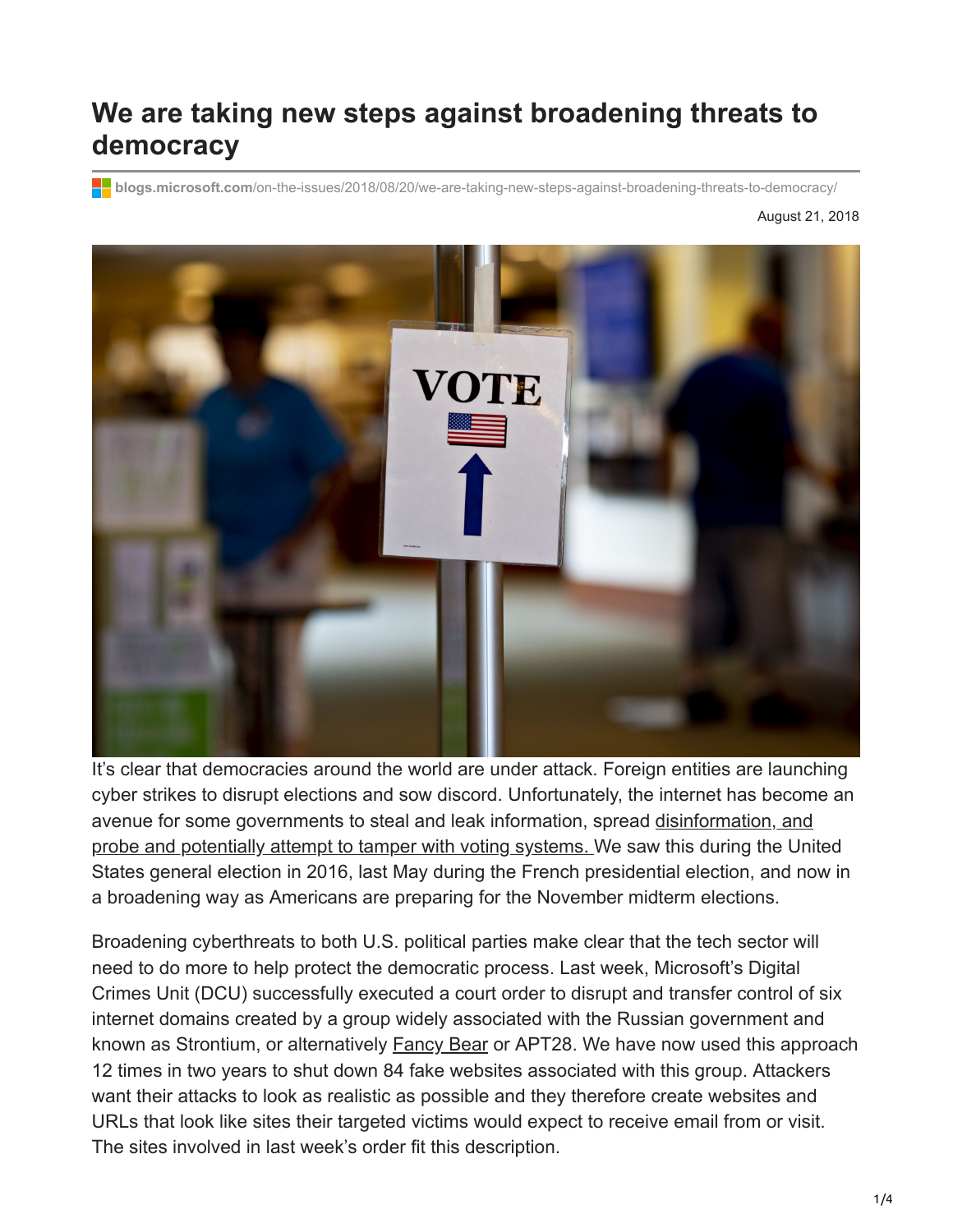# We are taking new steps against broadening threats to democracy

blogs.microsoft.com/on-the-issues/2018/08/20/we-are-taking-new-steps-against-broadening-threats-to-democracy/

August 21, 2018

It's clear that democracies around the world are under attack. Foreign entities are launching cyber strikes to disrupt elections and sow discord. Unfortunately, the internet has become an avenue for some governments to steal and leak information, spread disinformation, and probe and potentially attempt to tamper with voting systems. We saw this during the United States general election in 2016, last May during the French presidential election, and now in a broadening way as Americans are preparing for the November midterm elections.

Broadening cyberthreats to both U.S. political parties make clear that the tech sector will need to do more to help protect the democratic process. Last week, Microsoft's Digital Crimes Unit (DCU) successfully executed a court order to disrupt and transfer control of six internet domains created by a group widely associated with the Russian government and known as Strontium, or alternatively Fancy Bear or APT28. We have now used this approach 12 times in two years to shut down 84 fake websites associated with this group. Attackers want their attacks to look as realistic as possible and they therefore create websites and URLs that look like sites their targeted victims would expect to receive email from or visit. The sites involved in last week's order fit this description.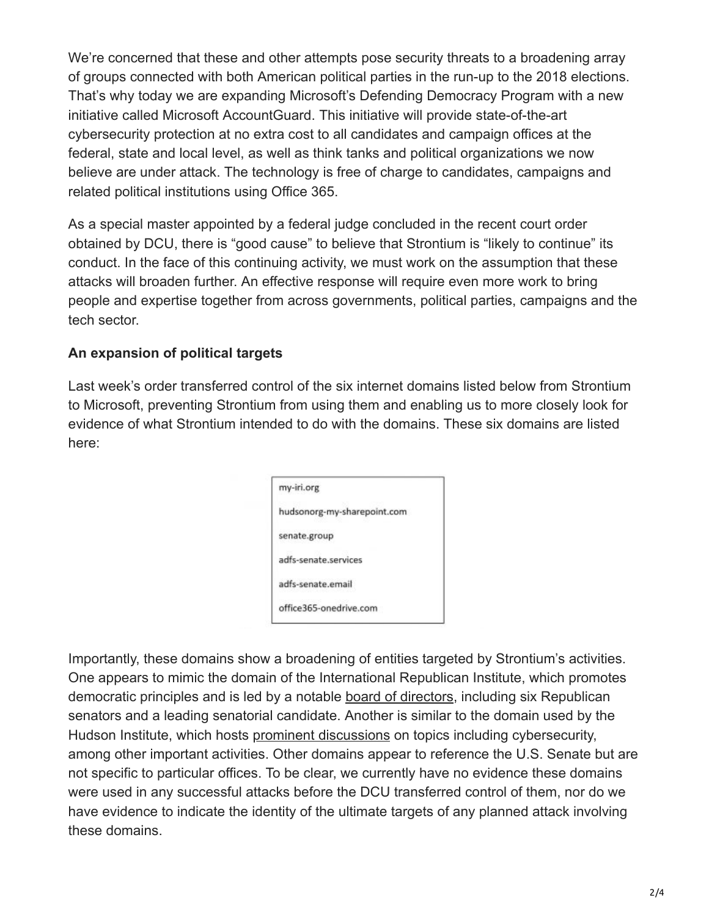We're concerned that these and other attempts pose security threats to a broadening array of groups connected with both American political parties in the run-up to the 2018 elections. That's why today we are expanding Microsoft's Defending Democracy Program with a new initiative called Microsoft AccountGuard. This initiative will provide state-of-the-art cybersecurity protection at no extra cost to all candidates and campaign offices at the federal, state and local level, as well as think tanks and political organizations we now believe are under attack. The technology is free of charge to candidates, campaigns and related political institutions using Office 365.

As a special master appointed by a federal judge concluded in the recent court order obtained by DCU, there is "good cause" to believe that Strontium is "likely to continue" its conduct. In the face of this continuing activity, we must work on the assumption that these attacks will broaden further. An effective response will require even more work to bring people and expertise together from across governments, political parties, campaigns and the tech sector.

**An expansion of political targets**

Last week's order transferred control of the six internet domains listed below from Strontium to Microsoft, preventing Strontium from using them and enabling us to more closely look for evidence of what Strontium intended to do with the domains. These six domains are listed here:

| |
|---|
| my-iri.org |
| hudsonorg-my-sharepoint.com |
| senate.group |
| adfs-senate.services |
| adfs-senate.email |
| office365-onedrive.com |

Importantly, these domains show a broadening of entities targeted by Strontium's activities. One appears to mimic the domain of the International Republican Institute, which promotes democratic principles and is led by a notable board of directors, including six Republican senators and a leading senatorial candidate. Another is similar to the domain used by the Hudson Institute, which hosts prominent discussions on topics including cybersecurity, among other important activities. Other domains appear to reference the U.S. Senate but are not specific to particular offices. To be clear, we currently have no evidence these domains were used in any successful attacks before the DCU transferred control of them, nor do we have evidence to indicate the identity of the ultimate targets of any planned attack involving these domains.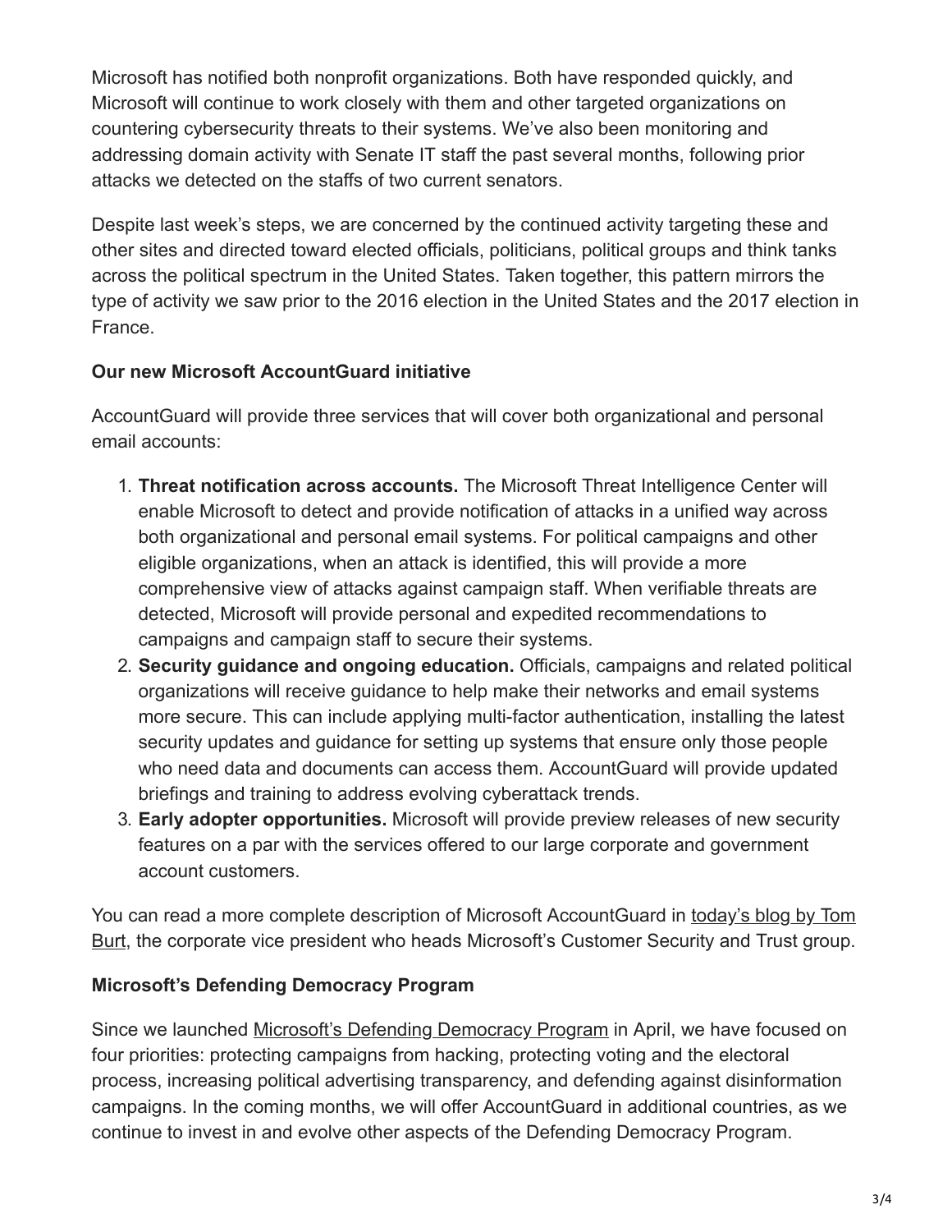Microsoft has notified both nonprofit organizations. Both have responded quickly, and Microsoft will continue to work closely with them and other targeted organizations on countering cybersecurity threats to their systems. We've also been monitoring and addressing domain activity with Senate IT staff the past several months, following prior attacks we detected on the staffs of two current senators.

Despite last week's steps, we are concerned by the continued activity targeting these and other sites and directed toward elected officials, politicians, political groups and think tanks across the political spectrum in the United States. Taken together, this pattern mirrors the type of activity we saw prior to the 2016 election in the United States and the 2017 election in France.

**Our new Microsoft AccountGuard initiative**

AccountGuard will provide three services that will cover both organizational and personal email accounts:

1. **Threat notification across accounts.** The Microsoft Threat Intelligence Center will enable Microsoft to detect and provide notification of attacks in a unified way across both organizational and personal email systems. For political campaigns and other eligible organizations, when an attack is identified, this will provide a more comprehensive view of attacks against campaign staff. When verifiable threats are detected, Microsoft will provide personal and expedited recommendations to campaigns and campaign staff to secure their systems.
2. **Security guidance and ongoing education.** Officials, campaigns and related political organizations will receive guidance to help make their networks and email systems more secure. This can include applying multi-factor authentication, installing the latest security updates and guidance for setting up systems that ensure only those people who need data and documents can access them. AccountGuard will provide updated briefings and training to address evolving cyberattack trends.
3. **Early adopter opportunities.** Microsoft will provide preview releases of new security features on a par with the services offered to our large corporate and government account customers.

You can read a more complete description of Microsoft AccountGuard in today's blog by Tom Burt, the corporate vice president who heads Microsoft's Customer Security and Trust group.

**Microsoft's Defending Democracy Program**

Since we launched Microsoft's Defending Democracy Program in April, we have focused on four priorities: protecting campaigns from hacking, protecting voting and the electoral process, increasing political advertising transparency, and defending against disinformation campaigns. In the coming months, we will offer AccountGuard in additional countries, as we continue to invest in and evolve other aspects of the Defending Democracy Program.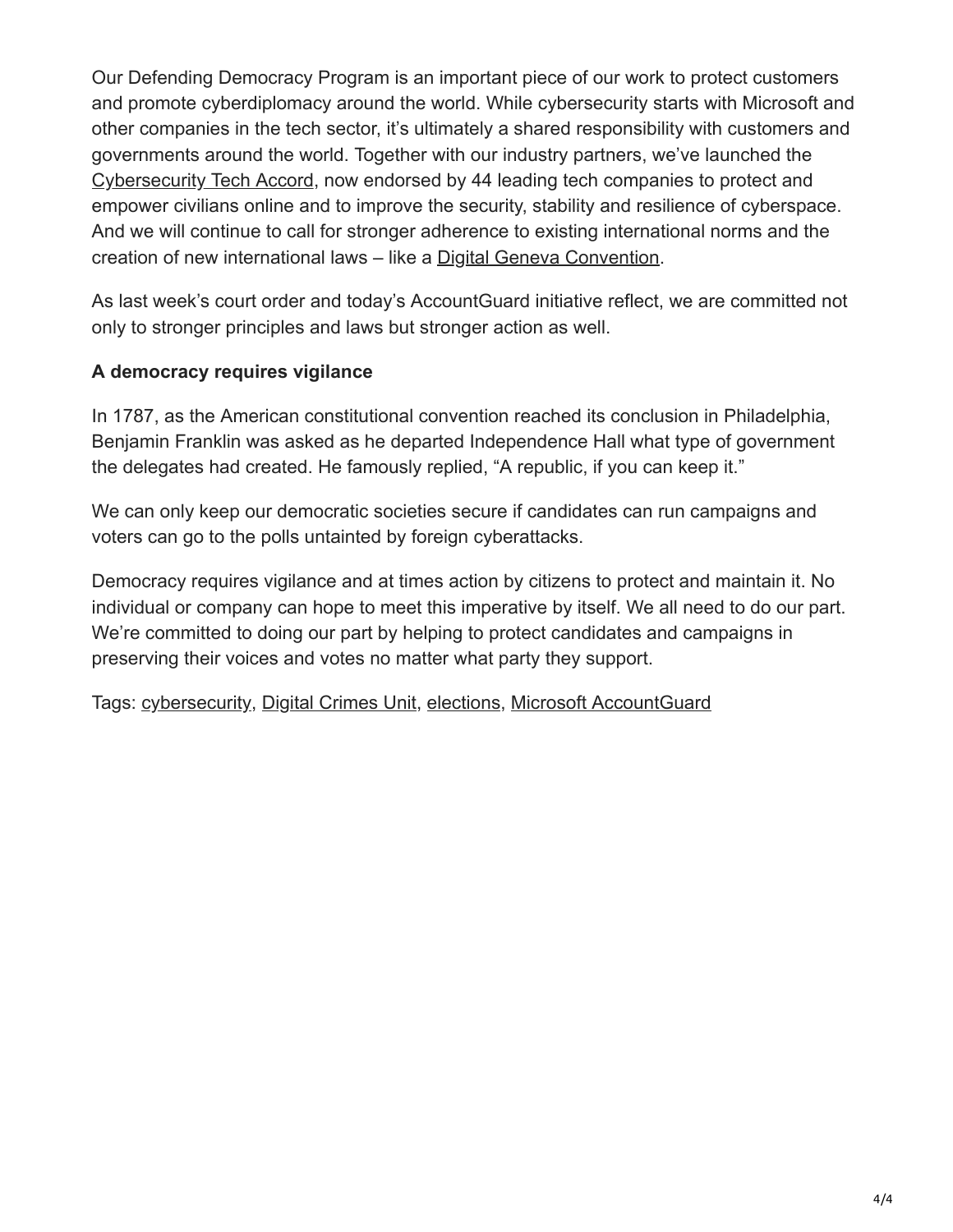Our Defending Democracy Program is an important piece of our work to protect customers and promote cyberdiplomacy around the world. While cybersecurity starts with Microsoft and other companies in the tech sector, it's ultimately a shared responsibility with customers and governments around the world. Together with our industry partners, we've launched the Cybersecurity Tech Accord, now endorsed by 44 leading tech companies to protect and empower civilians online and to improve the security, stability and resilience of cyberspace. And we will continue to call for stronger adherence to existing international norms and the creation of new international laws – like a Digital Geneva Convention.

As last week's court order and today's AccountGuard initiative reflect, we are committed not only to stronger principles and laws but stronger action as well.

**A democracy requires vigilance**

In 1787, as the American constitutional convention reached its conclusion in Philadelphia, Benjamin Franklin was asked as he departed Independence Hall what type of government the delegates had created. He famously replied, "A republic, if you can keep it."

We can only keep our democratic societies secure if candidates can run campaigns and voters can go to the polls untainted by foreign cyberattacks.

Democracy requires vigilance and at times action by citizens to protect and maintain it. No individual or company can hope to meet this imperative by itself. We all need to do our part. We're committed to doing our part by helping to protect candidates and campaigns in preserving their voices and votes no matter what party they support.

Tags: cybersecurity, Digital Crimes Unit, elections, Microsoft AccountGuard